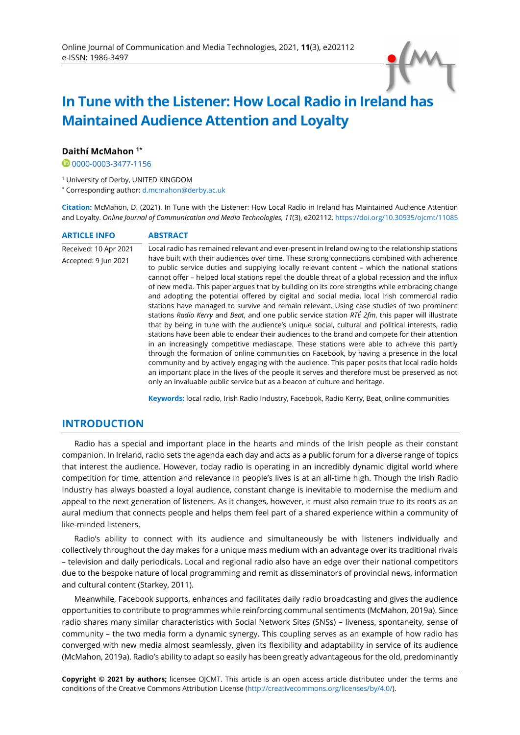# In Tune with the Listener: How Local Radio in Ireland has Maintained Audience Attention and Loyalty

**Daithí McMahon [1*]**

0000-0003-3477-1156

[1] University of Derby, UNITED KINGDOM

[*] Corresponding author: d.mcmahon@derby.ac.uk

**Citation:** McMahon, D. (2021). In Tune with the Listener: How Local Radio in Ireland has Maintained Audience Attention and Loyalty. *Online Journal of Communication and Media Technologies, 11*(3), e202112. https://doi.org/10.30935/ojcmt/11085

**ARTICLE INFO**

Received: 10 Apr 2021

Accepted: 9 Jun 2021

**ABSTRACT**

Local radio has remained relevant and ever-present in Ireland owing to the relationship stations have built with their audiences over time. These strong connections combined with adherence to public service duties and supplying locally relevant content – which the national stations cannot offer – helped local stations repel the double threat of a global recession and the influx of new media. This paper argues that by building on its core strengths while embracing change and adopting the potential offered by digital and social media, local Irish commercial radio stations have managed to survive and remain relevant. Using case studies of two prominent stations *Radio Kerry* and *Beat*, and one public service station *RTÉ 2fm*, this paper will illustrate that by being in tune with the audience's unique social, cultural and political interests, radio stations have been able to endear their audiences to the brand and compete for their attention in an increasingly competitive mediascape. These stations were able to achieve this partly through the formation of online communities on Facebook, by having a presence in the local community and by actively engaging with the audience. This paper posits that local radio holds an important place in the lives of the people it serves and therefore must be preserved as not only an invaluable public service but as a beacon of culture and heritage.

**Keywords:** local radio, Irish Radio Industry, Facebook, Radio Kerry, Beat, online communities

## INTRODUCTION

Radio has a special and important place in the hearts and minds of the Irish people as their constant companion. In Ireland, radio sets the agenda each day and acts as a public forum for a diverse range of topics that interest the audience. However, today radio is operating in an incredibly dynamic digital world where competition for time, attention and relevance in people's lives is at an all-time high. Though the Irish Radio Industry has always boasted a loyal audience, constant change is inevitable to modernise the medium and appeal to the next generation of listeners. As it changes, however, it must also remain true to its roots as an aural medium that connects people and helps them feel part of a shared experience within a community of like-minded listeners.

Radio's ability to connect with its audience and simultaneously be with listeners individually and collectively throughout the day makes for a unique mass medium with an advantage over its traditional rivals – television and daily periodicals. Local and regional radio also have an edge over their national competitors due to the bespoke nature of local programming and remit as disseminators of provincial news, information and cultural content (Starkey, 2011).

Meanwhile, Facebook supports, enhances and facilitates daily radio broadcasting and gives the audience opportunities to contribute to programmes while reinforcing communal sentiments (McMahon, 2019a). Since radio shares many similar characteristics with Social Network Sites (SNSs) – liveness, spontaneity, sense of community – the two media form a dynamic synergy. This coupling serves as an example of how radio has converged with new media almost seamlessly, given its flexibility and adaptability in service of its audience (McMahon, 2019a). Radio's ability to adapt so easily has been greatly advantageous for the old, predominantly

**Copyright © 2021 by authors;** licensee OJCMT. This article is an open access article distributed under the terms and conditions of the Creative Commons Attribution License (http://creativecommons.org/licenses/by/4.0/).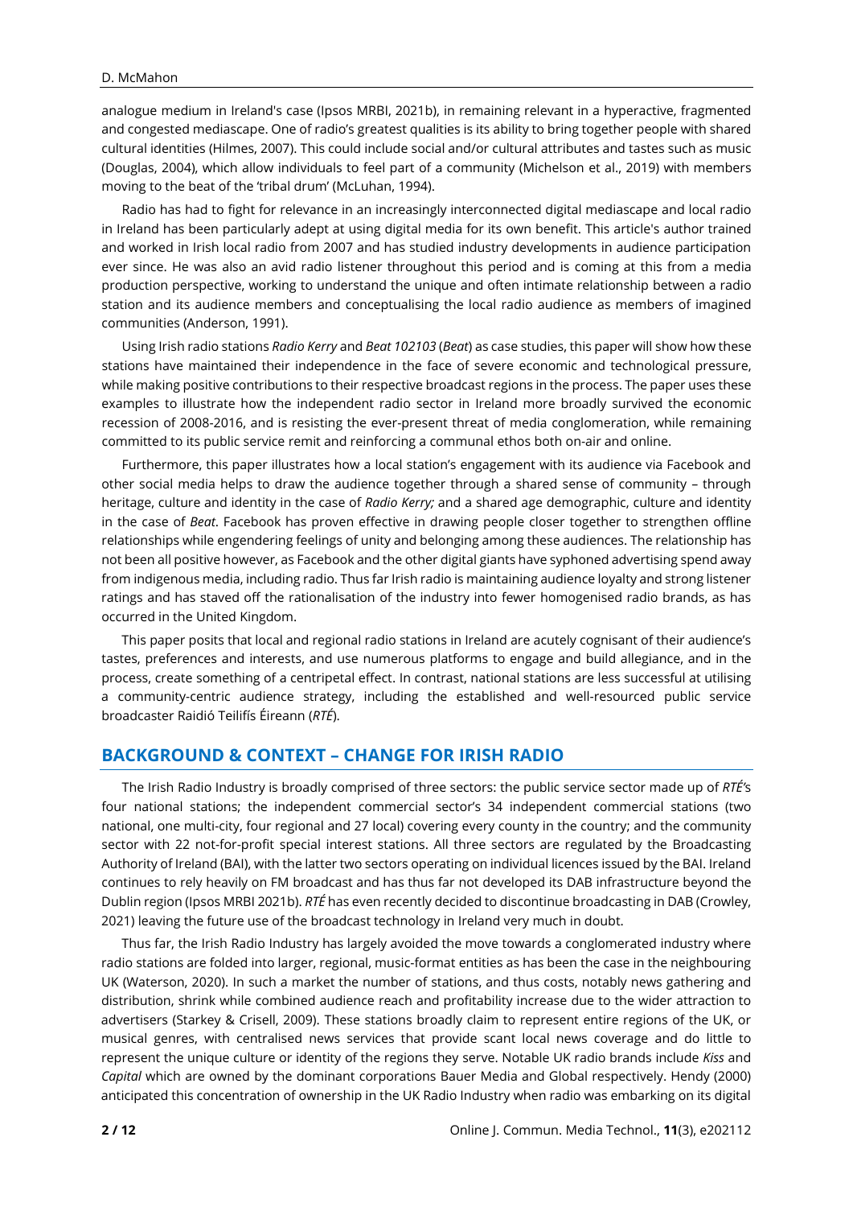analogue medium in Ireland's case (Ipsos MRBI, 2021b), in remaining relevant in a hyperactive, fragmented and congested mediascape. One of radio's greatest qualities is its ability to bring together people with shared cultural identities (Hilmes, 2007). This could include social and/or cultural attributes and tastes such as music (Douglas, 2004), which allow individuals to feel part of a community (Michelson et al., 2019) with members moving to the beat of the 'tribal drum' (McLuhan, 1994).

Radio has had to fight for relevance in an increasingly interconnected digital mediascape and local radio in Ireland has been particularly adept at using digital media for its own benefit. This article's author trained and worked in Irish local radio from 2007 and has studied industry developments in audience participation ever since. He was also an avid radio listener throughout this period and is coming at this from a media production perspective, working to understand the unique and often intimate relationship between a radio station and its audience members and conceptualising the local radio audience as members of imagined communities (Anderson, 1991).

Using Irish radio stations *Radio Kerry* and *Beat 102103* (*Beat*) as case studies, this paper will show how these stations have maintained their independence in the face of severe economic and technological pressure, while making positive contributions to their respective broadcast regions in the process. The paper uses these examples to illustrate how the independent radio sector in Ireland more broadly survived the economic recession of 2008-2016, and is resisting the ever-present threat of media conglomeration, while remaining committed to its public service remit and reinforcing a communal ethos both on-air and online.

Furthermore, this paper illustrates how a local station's engagement with its audience via Facebook and other social media helps to draw the audience together through a shared sense of community – through heritage, culture and identity in the case of *Radio Kerry;* and a shared age demographic, culture and identity in the case of *Beat*. Facebook has proven effective in drawing people closer together to strengthen offline relationships while engendering feelings of unity and belonging among these audiences. The relationship has not been all positive however, as Facebook and the other digital giants have syphoned advertising spend away from indigenous media, including radio. Thus far Irish radio is maintaining audience loyalty and strong listener ratings and has staved off the rationalisation of the industry into fewer homogenised radio brands, as has occurred in the United Kingdom.

This paper posits that local and regional radio stations in Ireland are acutely cognisant of their audience's tastes, preferences and interests, and use numerous platforms to engage and build allegiance, and in the process, create something of a centripetal effect. In contrast, national stations are less successful at utilising a community-centric audience strategy, including the established and well-resourced public service broadcaster Raidió Teilifís Éireann (*RTÉ*).

## BACKGROUND & CONTEXT – CHANGE FOR IRISH RADIO

The Irish Radio Industry is broadly comprised of three sectors: the public service sector made up of *RTÉ*'s four national stations; the independent commercial sector's 34 independent commercial stations (two national, one multi-city, four regional and 27 local) covering every county in the country; and the community sector with 22 not-for-profit special interest stations. All three sectors are regulated by the Broadcasting Authority of Ireland (BAI), with the latter two sectors operating on individual licences issued by the BAI. Ireland continues to rely heavily on FM broadcast and has thus far not developed its DAB infrastructure beyond the Dublin region (Ipsos MRBI 2021b). *RTÉ* has even recently decided to discontinue broadcasting in DAB (Crowley, 2021) leaving the future use of the broadcast technology in Ireland very much in doubt.

Thus far, the Irish Radio Industry has largely avoided the move towards a conglomerated industry where radio stations are folded into larger, regional, music-format entities as has been the case in the neighbouring UK (Waterson, 2020). In such a market the number of stations, and thus costs, notably news gathering and distribution, shrink while combined audience reach and profitability increase due to the wider attraction to advertisers (Starkey & Crisell, 2009). These stations broadly claim to represent entire regions of the UK, or musical genres, with centralised news services that provide scant local news coverage and do little to represent the unique culture or identity of the regions they serve. Notable UK radio brands include *Kiss* and *Capital* which are owned by the dominant corporations Bauer Media and Global respectively. Hendy (2000) anticipated this concentration of ownership in the UK Radio Industry when radio was embarking on its digital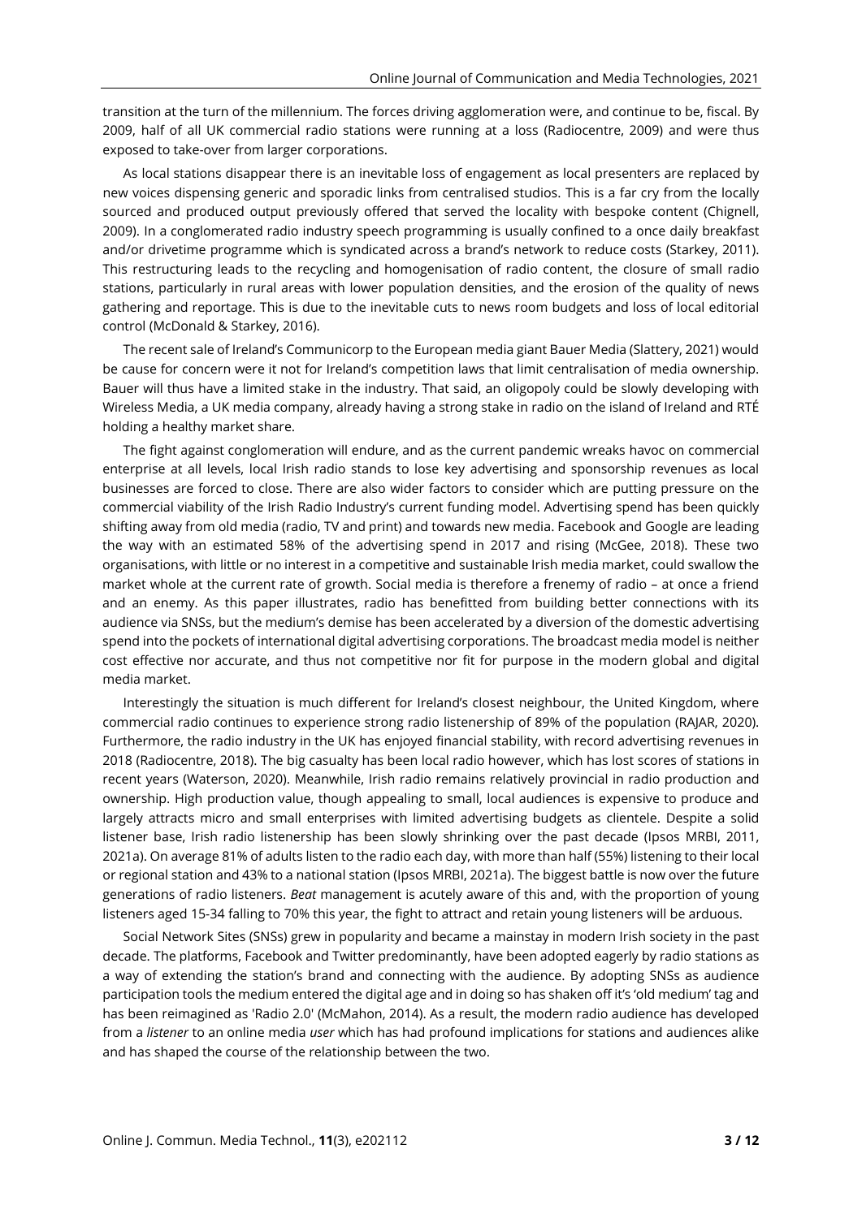transition at the turn of the millennium. The forces driving agglomeration were, and continue to be, fiscal. By 2009, half of all UK commercial radio stations were running at a loss (Radiocentre, 2009) and were thus exposed to take-over from larger corporations.

As local stations disappear there is an inevitable loss of engagement as local presenters are replaced by new voices dispensing generic and sporadic links from centralised studios. This is a far cry from the locally sourced and produced output previously offered that served the locality with bespoke content (Chignell, 2009). In a conglomerated radio industry speech programming is usually confined to a once daily breakfast and/or drivetime programme which is syndicated across a brand's network to reduce costs (Starkey, 2011). This restructuring leads to the recycling and homogenisation of radio content, the closure of small radio stations, particularly in rural areas with lower population densities, and the erosion of the quality of news gathering and reportage. This is due to the inevitable cuts to news room budgets and loss of local editorial control (McDonald & Starkey, 2016).

The recent sale of Ireland's Communicorp to the European media giant Bauer Media (Slattery, 2021) would be cause for concern were it not for Ireland's competition laws that limit centralisation of media ownership. Bauer will thus have a limited stake in the industry. That said, an oligopoly could be slowly developing with Wireless Media, a UK media company, already having a strong stake in radio on the island of Ireland and RTÉ holding a healthy market share.

The fight against conglomeration will endure, and as the current pandemic wreaks havoc on commercial enterprise at all levels, local Irish radio stands to lose key advertising and sponsorship revenues as local businesses are forced to close. There are also wider factors to consider which are putting pressure on the commercial viability of the Irish Radio Industry's current funding model. Advertising spend has been quickly shifting away from old media (radio, TV and print) and towards new media. Facebook and Google are leading the way with an estimated 58% of the advertising spend in 2017 and rising (McGee, 2018). These two organisations, with little or no interest in a competitive and sustainable Irish media market, could swallow the market whole at the current rate of growth. Social media is therefore a frenemy of radio – at once a friend and an enemy. As this paper illustrates, radio has benefitted from building better connections with its audience via SNSs, but the medium's demise has been accelerated by a diversion of the domestic advertising spend into the pockets of international digital advertising corporations. The broadcast media model is neither cost effective nor accurate, and thus not competitive nor fit for purpose in the modern global and digital media market.

Interestingly the situation is much different for Ireland's closest neighbour, the United Kingdom, where commercial radio continues to experience strong radio listenership of 89% of the population (RAJAR, 2020). Furthermore, the radio industry in the UK has enjoyed financial stability, with record advertising revenues in 2018 (Radiocentre, 2018). The big casualty has been local radio however, which has lost scores of stations in recent years (Waterson, 2020). Meanwhile, Irish radio remains relatively provincial in radio production and ownership. High production value, though appealing to small, local audiences is expensive to produce and largely attracts micro and small enterprises with limited advertising budgets as clientele. Despite a solid listener base, Irish radio listenership has been slowly shrinking over the past decade (Ipsos MRBI, 2011, 2021a). On average 81% of adults listen to the radio each day, with more than half (55%) listening to their local or regional station and 43% to a national station (Ipsos MRBI, 2021a). The biggest battle is now over the future generations of radio listeners. *Beat* management is acutely aware of this and, with the proportion of young listeners aged 15-34 falling to 70% this year, the fight to attract and retain young listeners will be arduous.

Social Network Sites (SNSs) grew in popularity and became a mainstay in modern Irish society in the past decade. The platforms, Facebook and Twitter predominantly, have been adopted eagerly by radio stations as a way of extending the station's brand and connecting with the audience. By adopting SNSs as audience participation tools the medium entered the digital age and in doing so has shaken off it's 'old medium' tag and has been reimagined as 'Radio 2.0' (McMahon, 2014). As a result, the modern radio audience has developed from a *listener* to an online media *user* which has had profound implications for stations and audiences alike and has shaped the course of the relationship between the two.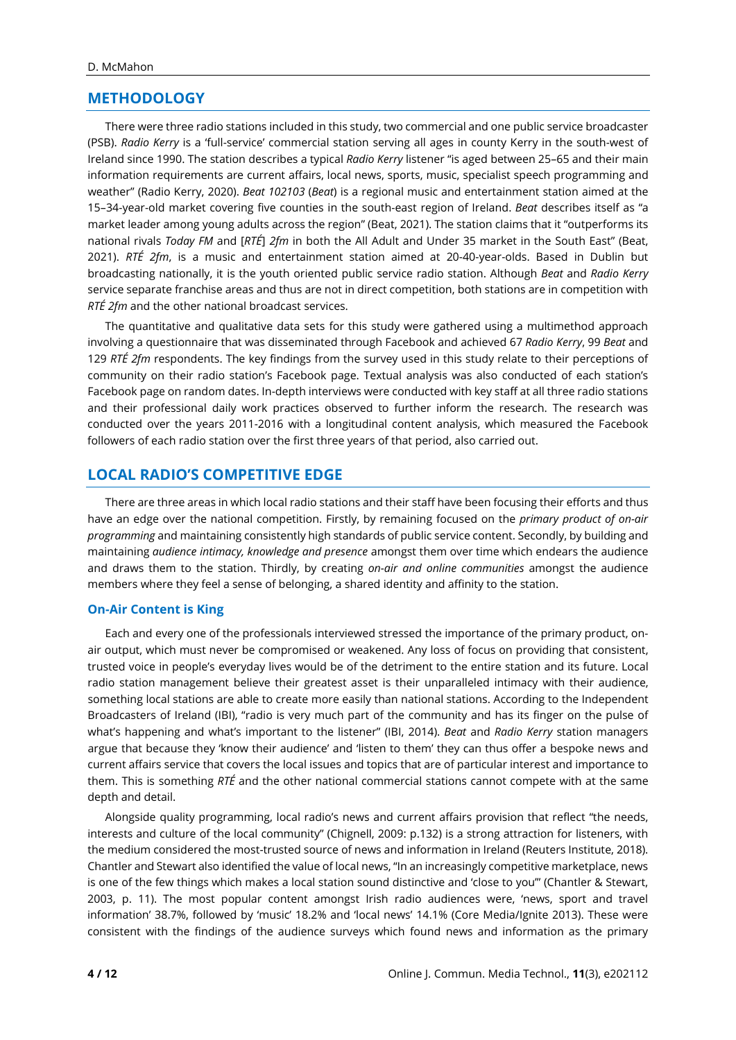## METHODOLOGY

There were three radio stations included in this study, two commercial and one public service broadcaster (PSB). *Radio Kerry* is a 'full-service' commercial station serving all ages in county Kerry in the south-west of Ireland since 1990. The station describes a typical *Radio Kerry* listener "is aged between 25–65 and their main information requirements are current affairs, local news, sports, music, specialist speech programming and weather" (Radio Kerry, 2020). *Beat 102103* (*Beat*) is a regional music and entertainment station aimed at the 15–34-year-old market covering five counties in the south-east region of Ireland. *Beat* describes itself as "a market leader among young adults across the region" (Beat, 2021). The station claims that it "outperforms its national rivals *Today FM* and [*RTÉ*] *2fm* in both the All Adult and Under 35 market in the South East" (Beat, 2021). *RTÉ 2fm*, is a music and entertainment station aimed at 20-40-year-olds. Based in Dublin but broadcasting nationally, it is the youth oriented public service radio station. Although *Beat* and *Radio Kerry* service separate franchise areas and thus are not in direct competition, both stations are in competition with *RTÉ 2fm* and the other national broadcast services.

The quantitative and qualitative data sets for this study were gathered using a multimethod approach involving a questionnaire that was disseminated through Facebook and achieved 67 *Radio Kerry*, 99 *Beat* and 129 *RTÉ 2fm* respondents. The key findings from the survey used in this study relate to their perceptions of community on their radio station's Facebook page. Textual analysis was also conducted of each station's Facebook page on random dates. In-depth interviews were conducted with key staff at all three radio stations and their professional daily work practices observed to further inform the research. The research was conducted over the years 2011-2016 with a longitudinal content analysis, which measured the Facebook followers of each radio station over the first three years of that period, also carried out.

## LOCAL RADIO'S COMPETITIVE EDGE

There are three areas in which local radio stations and their staff have been focusing their efforts and thus have an edge over the national competition. Firstly, by remaining focused on the *primary product of on-air programming* and maintaining consistently high standards of public service content. Secondly, by building and maintaining *audience intimacy, knowledge and presence* amongst them over time which endears the audience and draws them to the station. Thirdly, by creating *on-air and online communities* amongst the audience members where they feel a sense of belonging, a shared identity and affinity to the station.

### On-Air Content is King

Each and every one of the professionals interviewed stressed the importance of the primary product, on-air output, which must never be compromised or weakened. Any loss of focus on providing that consistent, trusted voice in people's everyday lives would be of the detriment to the entire station and its future. Local radio station management believe their greatest asset is their unparalleled intimacy with their audience, something local stations are able to create more easily than national stations. According to the Independent Broadcasters of Ireland (IBI), "radio is very much part of the community and has its finger on the pulse of what's happening and what's important to the listener" (IBI, 2014). *Beat* and *Radio Kerry* station managers argue that because they 'know their audience' and 'listen to them' they can thus offer a bespoke news and current affairs service that covers the local issues and topics that are of particular interest and importance to them. This is something *RTÉ* and the other national commercial stations cannot compete with at the same depth and detail.

Alongside quality programming, local radio's news and current affairs provision that reflect "the needs, interests and culture of the local community" (Chignell, 2009: p.132) is a strong attraction for listeners, with the medium considered the most-trusted source of news and information in Ireland (Reuters Institute, 2018). Chantler and Stewart also identified the value of local news, "In an increasingly competitive marketplace, news is one of the few things which makes a local station sound distinctive and 'close to you'" (Chantler & Stewart, 2003, p. 11). The most popular content amongst Irish radio audiences were, 'news, sport and travel information' 38.7%, followed by 'music' 18.2% and 'local news' 14.1% (Core Media/Ignite 2013). These were consistent with the findings of the audience surveys which found news and information as the primary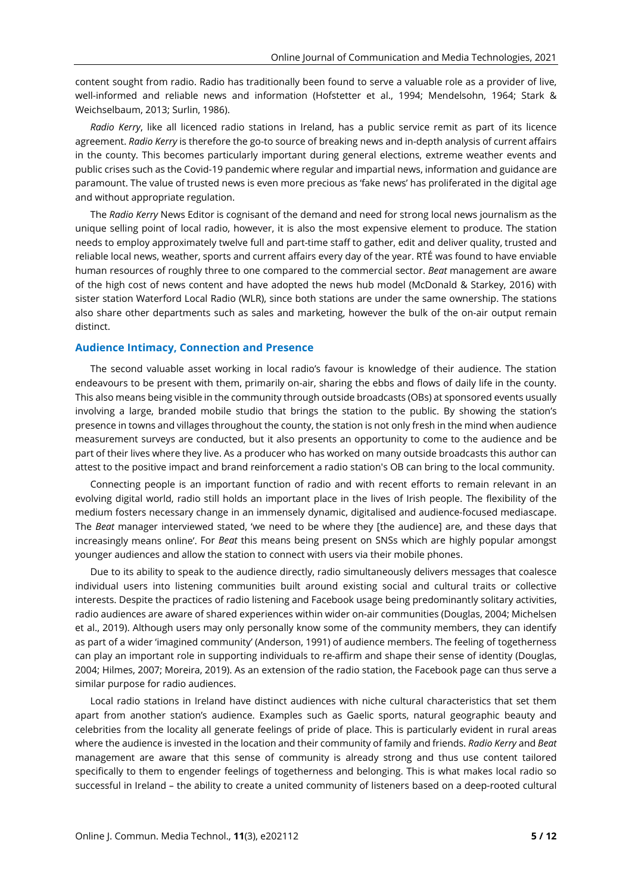content sought from radio. Radio has traditionally been found to serve a valuable role as a provider of live, well-informed and reliable news and information (Hofstetter et al., 1994; Mendelsohn, 1964; Stark & Weichselbaum, 2013; Surlin, 1986).

*Radio Kerry*, like all licenced radio stations in Ireland, has a public service remit as part of its licence agreement. *Radio Kerry* is therefore the go-to source of breaking news and in-depth analysis of current affairs in the county. This becomes particularly important during general elections, extreme weather events and public crises such as the Covid-19 pandemic where regular and impartial news, information and guidance are paramount. The value of trusted news is even more precious as 'fake news' has proliferated in the digital age and without appropriate regulation.

The *Radio Kerry* News Editor is cognisant of the demand and need for strong local news journalism as the unique selling point of local radio, however, it is also the most expensive element to produce. The station needs to employ approximately twelve full and part-time staff to gather, edit and deliver quality, trusted and reliable local news, weather, sports and current affairs every day of the year. RTÉ was found to have enviable human resources of roughly three to one compared to the commercial sector. *Beat* management are aware of the high cost of news content and have adopted the news hub model (McDonald & Starkey, 2016) with sister station Waterford Local Radio (WLR), since both stations are under the same ownership. The stations also share other departments such as sales and marketing, however the bulk of the on-air output remain distinct.

## Audience Intimacy, Connection and Presence

The second valuable asset working in local radio's favour is knowledge of their audience. The station endeavours to be present with them, primarily on-air, sharing the ebbs and flows of daily life in the county. This also means being visible in the community through outside broadcasts (OBs) at sponsored events usually involving a large, branded mobile studio that brings the station to the public. By showing the station's presence in towns and villages throughout the county, the station is not only fresh in the mind when audience measurement surveys are conducted, but it also presents an opportunity to come to the audience and be part of their lives where they live. As a producer who has worked on many outside broadcasts this author can attest to the positive impact and brand reinforcement a radio station's OB can bring to the local community.

Connecting people is an important function of radio and with recent efforts to remain relevant in an evolving digital world, radio still holds an important place in the lives of Irish people. The flexibility of the medium fosters necessary change in an immensely dynamic, digitalised and audience-focused mediascape. The *Beat* manager interviewed stated, 'we need to be where they [the audience] are, and these days that increasingly means online'. For *Beat* this means being present on SNSs which are highly popular amongst younger audiences and allow the station to connect with users via their mobile phones.

Due to its ability to speak to the audience directly, radio simultaneously delivers messages that coalesce individual users into listening communities built around existing social and cultural traits or collective interests. Despite the practices of radio listening and Facebook usage being predominantly solitary activities, radio audiences are aware of shared experiences within wider on-air communities (Douglas, 2004; Michelsen et al., 2019). Although users may only personally know some of the community members, they can identify as part of a wider 'imagined community' (Anderson, 1991) of audience members. The feeling of togetherness can play an important role in supporting individuals to re-affirm and shape their sense of identity (Douglas, 2004; Hilmes, 2007; Moreira, 2019). As an extension of the radio station, the Facebook page can thus serve a similar purpose for radio audiences.

Local radio stations in Ireland have distinct audiences with niche cultural characteristics that set them apart from another station's audience. Examples such as Gaelic sports, natural geographic beauty and celebrities from the locality all generate feelings of pride of place. This is particularly evident in rural areas where the audience is invested in the location and their community of family and friends. *Radio Kerry* and *Beat* management are aware that this sense of community is already strong and thus use content tailored specifically to them to engender feelings of togetherness and belonging. This is what makes local radio so successful in Ireland – the ability to create a united community of listeners based on a deep-rooted cultural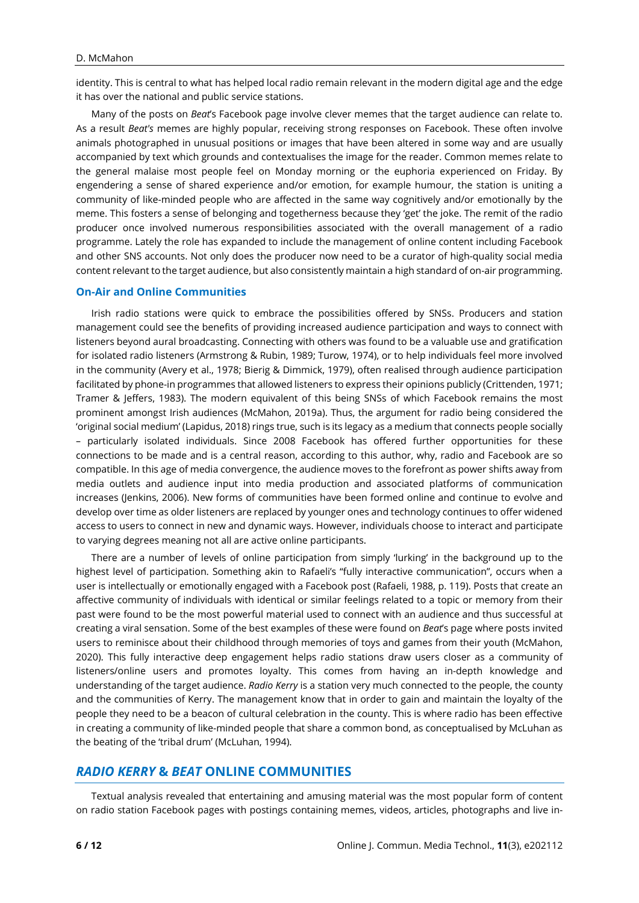identity. This is central to what has helped local radio remain relevant in the modern digital age and the edge it has over the national and public service stations.

Many of the posts on *Beat*'s Facebook page involve clever memes that the target audience can relate to. As a result *Beat's* memes are highly popular, receiving strong responses on Facebook. These often involve animals photographed in unusual positions or images that have been altered in some way and are usually accompanied by text which grounds and contextualises the image for the reader. Common memes relate to the general malaise most people feel on Monday morning or the euphoria experienced on Friday. By engendering a sense of shared experience and/or emotion, for example humour, the station is uniting a community of like-minded people who are affected in the same way cognitively and/or emotionally by the meme. This fosters a sense of belonging and togetherness because they 'get' the joke. The remit of the radio producer once involved numerous responsibilities associated with the overall management of a radio programme. Lately the role has expanded to include the management of online content including Facebook and other SNS accounts. Not only does the producer now need to be a curator of high-quality social media content relevant to the target audience, but also consistently maintain a high standard of on-air programming.

### On-Air and Online Communities

Irish radio stations were quick to embrace the possibilities offered by SNSs. Producers and station management could see the benefits of providing increased audience participation and ways to connect with listeners beyond aural broadcasting. Connecting with others was found to be a valuable use and gratification for isolated radio listeners (Armstrong & Rubin, 1989; Turow, 1974), or to help individuals feel more involved in the community (Avery et al., 1978; Bierig & Dimmick, 1979), often realised through audience participation facilitated by phone-in programmes that allowed listeners to express their opinions publicly (Crittenden, 1971; Tramer & Jeffers, 1983). The modern equivalent of this being SNSs of which Facebook remains the most prominent amongst Irish audiences (McMahon, 2019a). Thus, the argument for radio being considered the 'original social medium' (Lapidus, 2018) rings true, such is its legacy as a medium that connects people socially – particularly isolated individuals. Since 2008 Facebook has offered further opportunities for these connections to be made and is a central reason, according to this author, why, radio and Facebook are so compatible. In this age of media convergence, the audience moves to the forefront as power shifts away from media outlets and audience input into media production and associated platforms of communication increases (Jenkins, 2006). New forms of communities have been formed online and continue to evolve and develop over time as older listeners are replaced by younger ones and technology continues to offer widened access to users to connect in new and dynamic ways. However, individuals choose to interact and participate to varying degrees meaning not all are active online participants.

There are a number of levels of online participation from simply 'lurking' in the background up to the highest level of participation. Something akin to Rafaeli's "fully interactive communication", occurs when a user is intellectually or emotionally engaged with a Facebook post (Rafaeli, 1988, p. 119). Posts that create an affective community of individuals with identical or similar feelings related to a topic or memory from their past were found to be the most powerful material used to connect with an audience and thus successful at creating a viral sensation. Some of the best examples of these were found on *Beat*'s page where posts invited users to reminisce about their childhood through memories of toys and games from their youth (McMahon, 2020). This fully interactive deep engagement helps radio stations draw users closer as a community of listeners/online users and promotes loyalty. This comes from having an in-depth knowledge and understanding of the target audience. *Radio Kerry* is a station very much connected to the people, the county and the communities of Kerry. The management know that in order to gain and maintain the loyalty of the people they need to be a beacon of cultural celebration in the county. This is where radio has been effective in creating a community of like-minded people that share a common bond, as conceptualised by McLuhan as the beating of the 'tribal drum' (McLuhan, 1994).

## *RADIO KERRY* & *BEAT* ONLINE COMMUNITIES

Textual analysis revealed that entertaining and amusing material was the most popular form of content on radio station Facebook pages with postings containing memes, videos, articles, photographs and live in-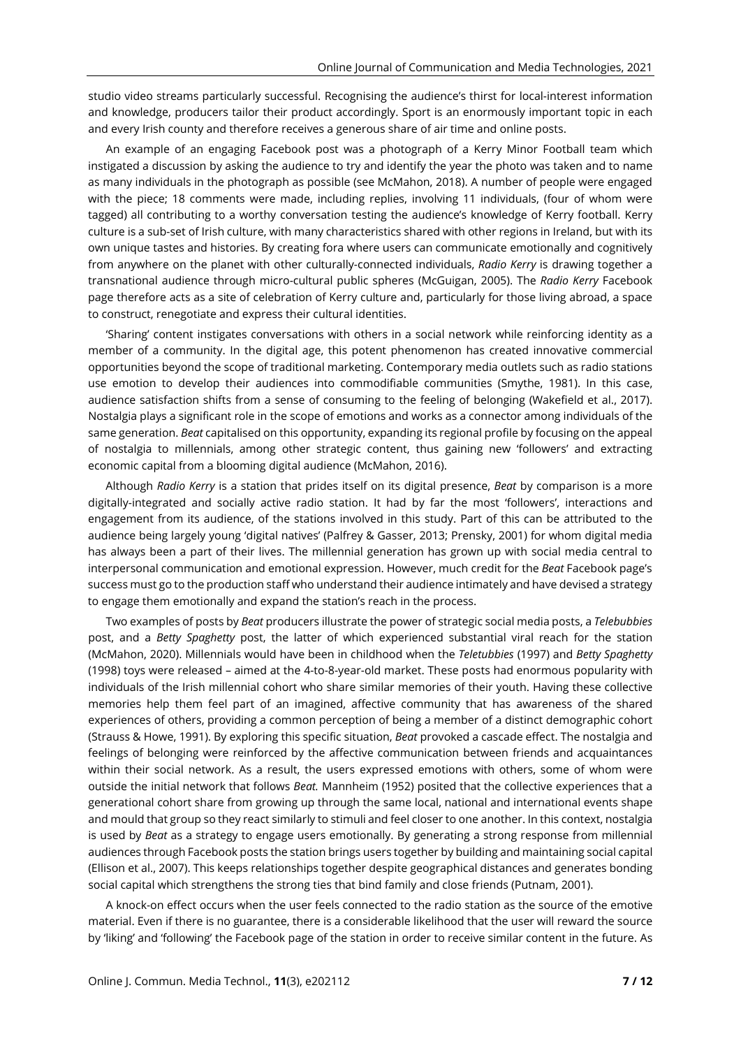studio video streams particularly successful. Recognising the audience's thirst for local-interest information and knowledge, producers tailor their product accordingly. Sport is an enormously important topic in each and every Irish county and therefore receives a generous share of air time and online posts.

An example of an engaging Facebook post was a photograph of a Kerry Minor Football team which instigated a discussion by asking the audience to try and identify the year the photo was taken and to name as many individuals in the photograph as possible (see McMahon, 2018). A number of people were engaged with the piece; 18 comments were made, including replies, involving 11 individuals, (four of whom were tagged) all contributing to a worthy conversation testing the audience's knowledge of Kerry football. Kerry culture is a sub-set of Irish culture, with many characteristics shared with other regions in Ireland, but with its own unique tastes and histories. By creating fora where users can communicate emotionally and cognitively from anywhere on the planet with other culturally-connected individuals, *Radio Kerry* is drawing together a transnational audience through micro-cultural public spheres (McGuigan, 2005). The *Radio Kerry* Facebook page therefore acts as a site of celebration of Kerry culture and, particularly for those living abroad, a space to construct, renegotiate and express their cultural identities.

'Sharing' content instigates conversations with others in a social network while reinforcing identity as a member of a community. In the digital age, this potent phenomenon has created innovative commercial opportunities beyond the scope of traditional marketing. Contemporary media outlets such as radio stations use emotion to develop their audiences into commodifiable communities (Smythe, 1981). In this case, audience satisfaction shifts from a sense of consuming to the feeling of belonging (Wakefield et al., 2017). Nostalgia plays a significant role in the scope of emotions and works as a connector among individuals of the same generation. *Beat* capitalised on this opportunity, expanding its regional profile by focusing on the appeal of nostalgia to millennials, among other strategic content, thus gaining new 'followers' and extracting economic capital from a blooming digital audience (McMahon, 2016).

Although *Radio Kerry* is a station that prides itself on its digital presence, *Beat* by comparison is a more digitally-integrated and socially active radio station. It had by far the most 'followers', interactions and engagement from its audience, of the stations involved in this study. Part of this can be attributed to the audience being largely young 'digital natives' (Palfrey & Gasser, 2013; Prensky, 2001) for whom digital media has always been a part of their lives. The millennial generation has grown up with social media central to interpersonal communication and emotional expression. However, much credit for the *Beat* Facebook page's success must go to the production staff who understand their audience intimately and have devised a strategy to engage them emotionally and expand the station's reach in the process.

Two examples of posts by *Beat* producers illustrate the power of strategic social media posts, a *Telebubbies* post, and a *Betty Spaghetty* post, the latter of which experienced substantial viral reach for the station (McMahon, 2020). Millennials would have been in childhood when the *Teletubbies* (1997) and *Betty Spaghetty* (1998) toys were released – aimed at the 4-to-8-year-old market. These posts had enormous popularity with individuals of the Irish millennial cohort who share similar memories of their youth. Having these collective memories help them feel part of an imagined, affective community that has awareness of the shared experiences of others, providing a common perception of being a member of a distinct demographic cohort (Strauss & Howe, 1991). By exploring this specific situation, *Beat* provoked a cascade effect. The nostalgia and feelings of belonging were reinforced by the affective communication between friends and acquaintances within their social network. As a result, the users expressed emotions with others, some of whom were outside the initial network that follows *Beat.* Mannheim (1952) posited that the collective experiences that a generational cohort share from growing up through the same local, national and international events shape and mould that group so they react similarly to stimuli and feel closer to one another. In this context, nostalgia is used by *Beat* as a strategy to engage users emotionally. By generating a strong response from millennial audiences through Facebook posts the station brings users together by building and maintaining social capital (Ellison et al., 2007). This keeps relationships together despite geographical distances and generates bonding social capital which strengthens the strong ties that bind family and close friends (Putnam, 2001).

A knock-on effect occurs when the user feels connected to the radio station as the source of the emotive material. Even if there is no guarantee, there is a considerable likelihood that the user will reward the source by 'liking' and 'following' the Facebook page of the station in order to receive similar content in the future. As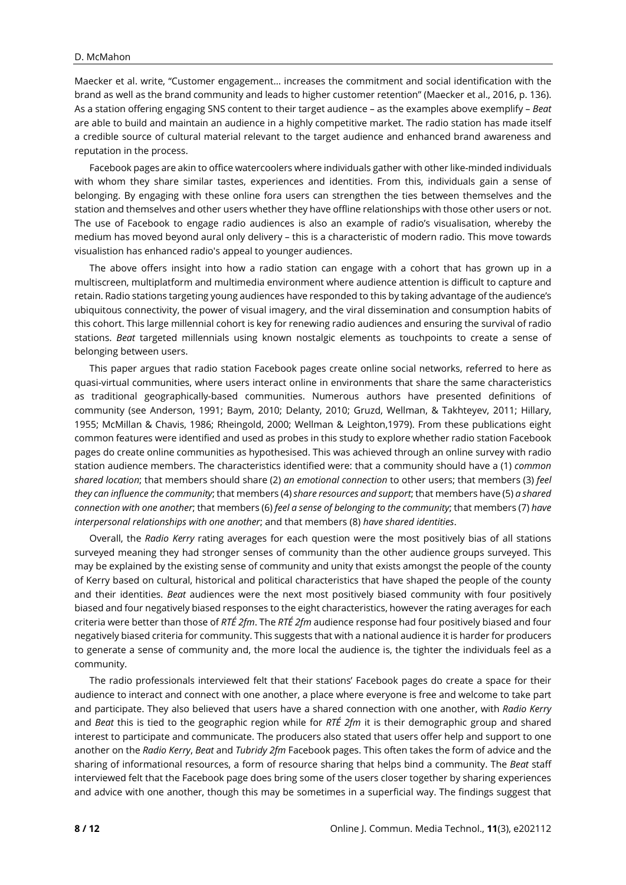Maecker et al. write, "Customer engagement… increases the commitment and social identification with the brand as well as the brand community and leads to higher customer retention" (Maecker et al., 2016, p. 136). As a station offering engaging SNS content to their target audience – as the examples above exemplify – *Beat* are able to build and maintain an audience in a highly competitive market. The radio station has made itself a credible source of cultural material relevant to the target audience and enhanced brand awareness and reputation in the process.

Facebook pages are akin to office watercoolers where individuals gather with other like-minded individuals with whom they share similar tastes, experiences and identities. From this, individuals gain a sense of belonging. By engaging with these online fora users can strengthen the ties between themselves and the station and themselves and other users whether they have offline relationships with those other users or not. The use of Facebook to engage radio audiences is also an example of radio's visualisation, whereby the medium has moved beyond aural only delivery – this is a characteristic of modern radio. This move towards visualistion has enhanced radio's appeal to younger audiences.

The above offers insight into how a radio station can engage with a cohort that has grown up in a multiscreen, multiplatform and multimedia environment where audience attention is difficult to capture and retain. Radio stations targeting young audiences have responded to this by taking advantage of the audience's ubiquitous connectivity, the power of visual imagery, and the viral dissemination and consumption habits of this cohort. This large millennial cohort is key for renewing radio audiences and ensuring the survival of radio stations. *Beat* targeted millennials using known nostalgic elements as touchpoints to create a sense of belonging between users.

This paper argues that radio station Facebook pages create online social networks, referred to here as quasi-virtual communities, where users interact online in environments that share the same characteristics as traditional geographically-based communities. Numerous authors have presented definitions of community (see Anderson, 1991; Baym, 2010; Delanty, 2010; Gruzd, Wellman, & Takhteyev, 2011; Hillary, 1955; McMillan & Chavis, 1986; Rheingold, 2000; Wellman & Leighton,1979). From these publications eight common features were identified and used as probes in this study to explore whether radio station Facebook pages do create online communities as hypothesised. This was achieved through an online survey with radio station audience members. The characteristics identified were: that a community should have a (1) *common shared location*; that members should share (2) *an emotional connection* to other users; that members (3) *feel they can influence the community*; that members (4) *share resources and support*; that members have (5) *a shared connection with one another*; that members (6) *feel a sense of belonging to the community*; that members (7) *have interpersonal relationships with one another*; and that members (8) *have shared identities*.

Overall, the *Radio Kerry* rating averages for each question were the most positively bias of all stations surveyed meaning they had stronger senses of community than the other audience groups surveyed. This may be explained by the existing sense of community and unity that exists amongst the people of the county of Kerry based on cultural, historical and political characteristics that have shaped the people of the county and their identities. *Beat* audiences were the next most positively biased community with four positively biased and four negatively biased responses to the eight characteristics, however the rating averages for each criteria were better than those of *RTÉ 2fm*. The *RTÉ 2fm* audience response had four positively biased and four negatively biased criteria for community. This suggests that with a national audience it is harder for producers to generate a sense of community and, the more local the audience is, the tighter the individuals feel as a community.

The radio professionals interviewed felt that their stations' Facebook pages do create a space for their audience to interact and connect with one another, a place where everyone is free and welcome to take part and participate. They also believed that users have a shared connection with one another, with *Radio Kerry* and *Beat* this is tied to the geographic region while for *RTÉ 2fm* it is their demographic group and shared interest to participate and communicate. The producers also stated that users offer help and support to one another on the *Radio Kerry*, *Beat* and *Tubridy 2fm* Facebook pages. This often takes the form of advice and the sharing of informational resources, a form of resource sharing that helps bind a community. The *Beat* staff interviewed felt that the Facebook page does bring some of the users closer together by sharing experiences and advice with one another, though this may be sometimes in a superficial way. The findings suggest that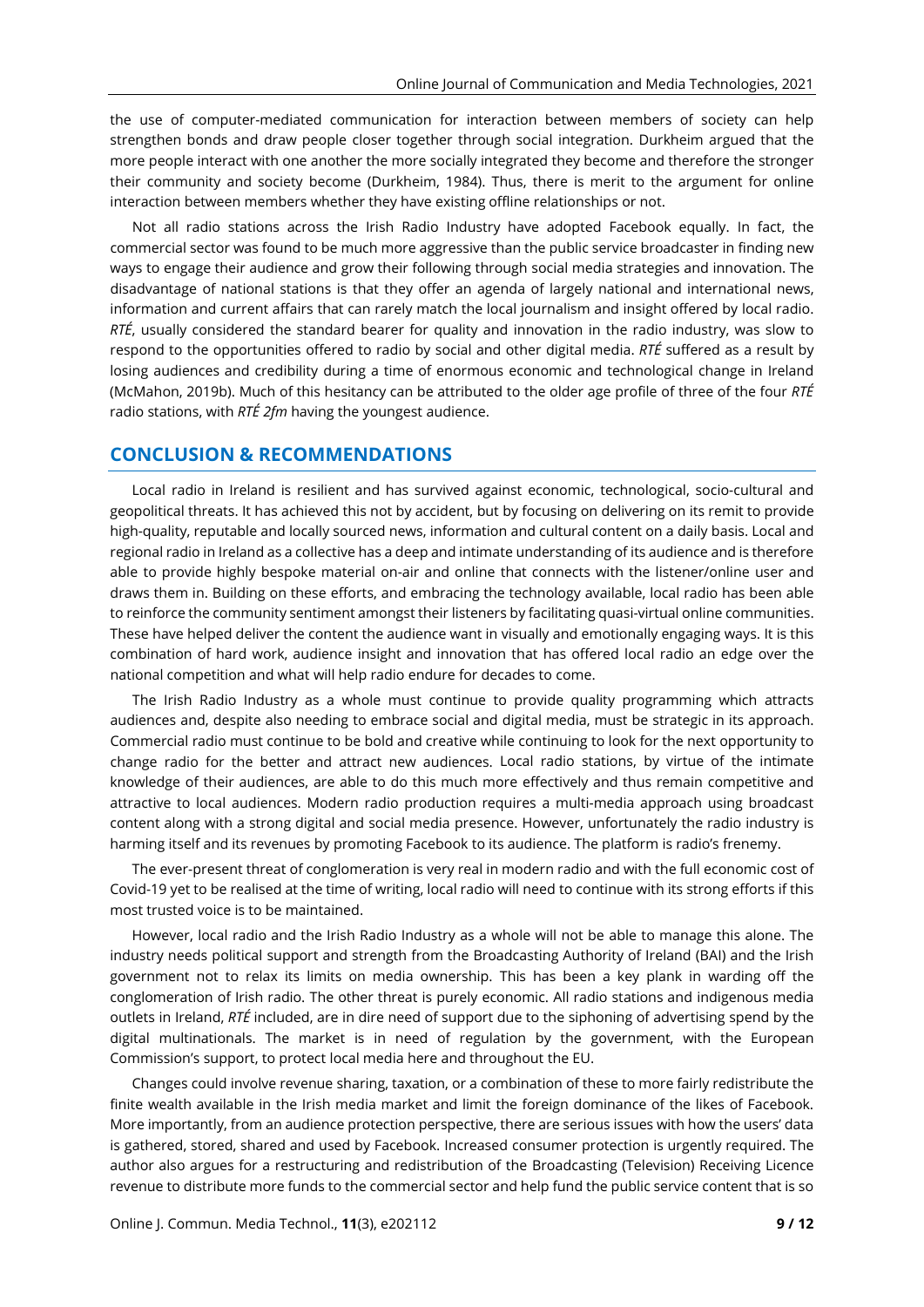the use of computer-mediated communication for interaction between members of society can help strengthen bonds and draw people closer together through social integration. Durkheim argued that the more people interact with one another the more socially integrated they become and therefore the stronger their community and society become (Durkheim, 1984). Thus, there is merit to the argument for online interaction between members whether they have existing offline relationships or not.

Not all radio stations across the Irish Radio Industry have adopted Facebook equally. In fact, the commercial sector was found to be much more aggressive than the public service broadcaster in finding new ways to engage their audience and grow their following through social media strategies and innovation. The disadvantage of national stations is that they offer an agenda of largely national and international news, information and current affairs that can rarely match the local journalism and insight offered by local radio. *RTÉ*, usually considered the standard bearer for quality and innovation in the radio industry, was slow to respond to the opportunities offered to radio by social and other digital media. *RTÉ* suffered as a result by losing audiences and credibility during a time of enormous economic and technological change in Ireland (McMahon, 2019b). Much of this hesitancy can be attributed to the older age profile of three of the four *RTÉ* radio stations, with *RTÉ 2fm* having the youngest audience.

## CONCLUSION & RECOMMENDATIONS

Local radio in Ireland is resilient and has survived against economic, technological, socio-cultural and geopolitical threats. It has achieved this not by accident, but by focusing on delivering on its remit to provide high-quality, reputable and locally sourced news, information and cultural content on a daily basis. Local and regional radio in Ireland as a collective has a deep and intimate understanding of its audience and is therefore able to provide highly bespoke material on-air and online that connects with the listener/online user and draws them in. Building on these efforts, and embracing the technology available, local radio has been able to reinforce the community sentiment amongst their listeners by facilitating quasi-virtual online communities. These have helped deliver the content the audience want in visually and emotionally engaging ways. It is this combination of hard work, audience insight and innovation that has offered local radio an edge over the national competition and what will help radio endure for decades to come.

The Irish Radio Industry as a whole must continue to provide quality programming which attracts audiences and, despite also needing to embrace social and digital media, must be strategic in its approach. Commercial radio must continue to be bold and creative while continuing to look for the next opportunity to change radio for the better and attract new audiences. Local radio stations, by virtue of the intimate knowledge of their audiences, are able to do this much more effectively and thus remain competitive and attractive to local audiences. Modern radio production requires a multi-media approach using broadcast content along with a strong digital and social media presence. However, unfortunately the radio industry is harming itself and its revenues by promoting Facebook to its audience. The platform is radio's frenemy.

The ever-present threat of conglomeration is very real in modern radio and with the full economic cost of Covid-19 yet to be realised at the time of writing, local radio will need to continue with its strong efforts if this most trusted voice is to be maintained.

However, local radio and the Irish Radio Industry as a whole will not be able to manage this alone. The industry needs political support and strength from the Broadcasting Authority of Ireland (BAI) and the Irish government not to relax its limits on media ownership. This has been a key plank in warding off the conglomeration of Irish radio. The other threat is purely economic. All radio stations and indigenous media outlets in Ireland, *RTÉ* included, are in dire need of support due to the siphoning of advertising spend by the digital multinationals. The market is in need of regulation by the government, with the European Commission's support, to protect local media here and throughout the EU.

Changes could involve revenue sharing, taxation, or a combination of these to more fairly redistribute the finite wealth available in the Irish media market and limit the foreign dominance of the likes of Facebook. More importantly, from an audience protection perspective, there are serious issues with how the users' data is gathered, stored, shared and used by Facebook. Increased consumer protection is urgently required. The author also argues for a restructuring and redistribution of the Broadcasting (Television) Receiving Licence revenue to distribute more funds to the commercial sector and help fund the public service content that is so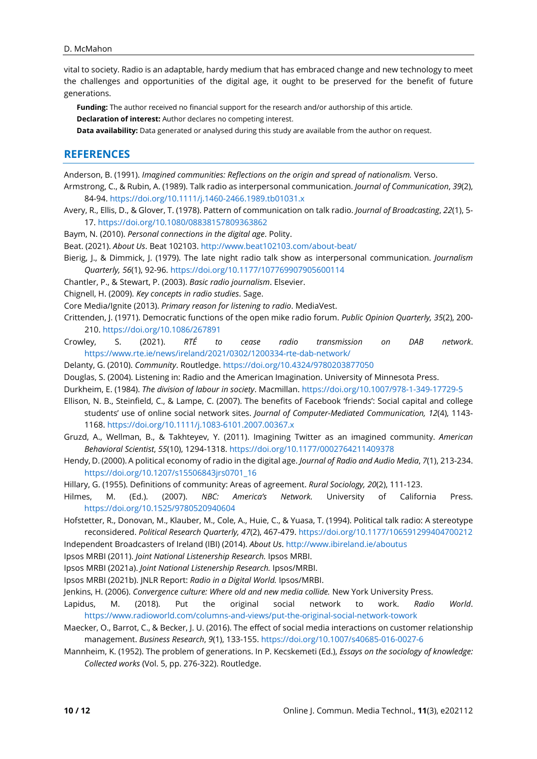vital to society. Radio is an adaptable, hardy medium that has embraced change and new technology to meet the challenges and opportunities of the digital age, it ought to be preserved for the benefit of future generations.

**Funding:** The author received no financial support for the research and/or authorship of this article.

**Declaration of interest:** Author declares no competing interest.

**Data availability:** Data generated or analysed during this study are available from the author on request.

## REFERENCES

Anderson, B. (1991). *Imagined communities: Reflections on the origin and spread of nationalism.* Verso.

Armstrong, C., & Rubin, A. (1989). Talk radio as interpersonal communication. *Journal of Communication*, *39*(2), 84-94. https://doi.org/10.1111/j.1460-2466.1989.tb01031.x

Avery, R., Ellis, D., & Glover, T. (1978). Pattern of communication on talk radio. *Journal of Broadcasting*, *22*(1), 5-17. https://doi.org/10.1080/08838157809363862

Baym, N. (2010). *Personal connections in the digital age*. Polity.

Beat. (2021). *About Us*. Beat 102103. http://www.beat102103.com/about-beat/

Bierig, J., & Dimmick, J. (1979). The late night radio talk show as interpersonal communication. *Journalism Quarterly, 56*(1), 92-96. https://doi.org/10.1177/107769907905600114

Chantler, P., & Stewart, P. (2003). *Basic radio journalism*. Elsevier.

Chignell, H. (2009). *Key concepts in radio studies*. Sage.

Core Media/Ignite (2013). *Primary reason for listening to radio*. MediaVest.

Crittenden, J. (1971). Democratic functions of the open mike radio forum. *Public Opinion Quarterly, 35*(2), 200-210. https://doi.org/10.1086/267891

Crowley, S. (2021). *RTÉ to cease radio transmission on DAB network*. https://www.rte.ie/news/ireland/2021/0302/1200334-rte-dab-network/

Delanty, G. (2010). *Community*. Routledge. https://doi.org/10.4324/9780203877050

Douglas, S. (2004). Listening in: Radio and the American Imagination. University of Minnesota Press.

Durkheim, E. (1984). *The division of labour in society*. Macmillan. https://doi.org/10.1007/978-1-349-17729-5

Ellison, N. B., Steinfield, C., & Lampe, C. (2007). The benefits of Facebook 'friends': Social capital and college students' use of online social network sites. *Journal of Computer-Mediated Communication, 12*(4), 1143-1168. https://doi.org/10.1111/j.1083-6101.2007.00367.x

Gruzd, A., Wellman, B., & Takhteyev, Y. (2011). Imagining Twitter as an imagined community. *American Behavioral Scientist*, *55*(10), 1294-1318. https://doi.org/10.1177/0002764211409378

Hendy, D. (2000). A political economy of radio in the digital age. *Journal of Radio and Audio Media*, *7*(1), 213-234. https://doi.org/10.1207/s15506843jrs0701_16

Hillary, G. (1955). Definitions of community: Areas of agreement. *Rural Sociology, 20*(2), 111-123.

Hilmes, M. (Ed.). (2007). *NBC: America's Network.* University of California Press. https://doi.org/10.1525/9780520940604

Hofstetter, R., Donovan, M., Klauber, M., Cole, A., Huie, C., & Yuasa, T. (1994). Political talk radio: A stereotype reconsidered. *Political Research Quarterly, 47*(2), 467-479. https://doi.org/10.1177/106591299404700212

Independent Broadcasters of Ireland (IBI) (2014). *About Us*. http://www.ibireland.ie/aboutus

Ipsos MRBI (2011). *Joint National Listenership Research.* Ipsos MRBI.

Ipsos MRBI (2021a). *Joint National Listenership Research.* Ipsos/MRBI.

Ipsos MRBI (2021b). JNLR Report: *Radio in a Digital World.* Ipsos/MRBI.

Jenkins, H. (2006). *Convergence culture: Where old and new media collide.* New York University Press.

Lapidus, M. (2018). Put the original social network to work. *Radio World*. https://www.radioworld.com/columns-and-views/put-the-original-social-network-towork

Maecker, O., Barrot, C., & Becker, J. U. (2016). The effect of social media interactions on customer relationship management. *Business Research*, *9*(1), 133-155. https://doi.org/10.1007/s40685-016-0027-6

Mannheim, K. (1952). The problem of generations. In P. Kecskemeti (Ed.), *Essays on the sociology of knowledge: Collected works* (Vol. 5, pp. 276-322). Routledge.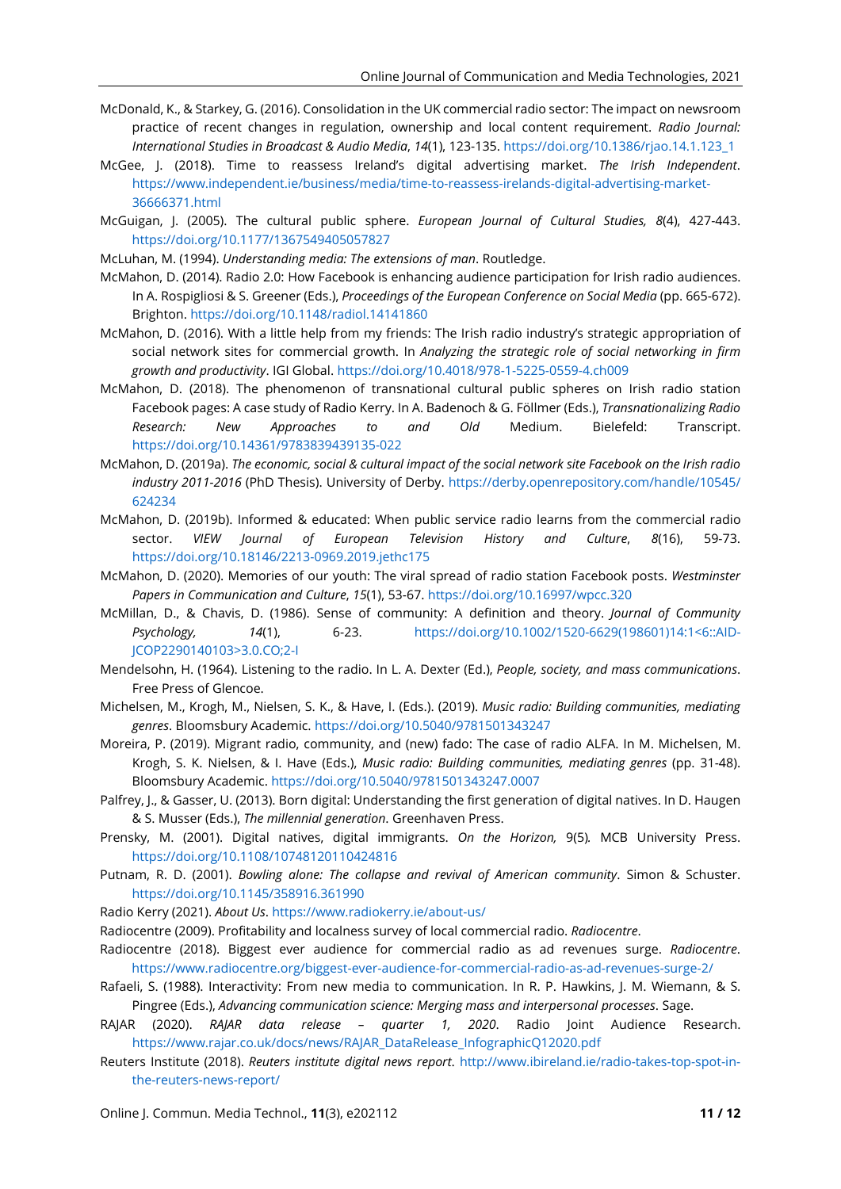McDonald, K., & Starkey, G. (2016). Consolidation in the UK commercial radio sector: The impact on newsroom practice of recent changes in regulation, ownership and local content requirement. *Radio Journal: International Studies in Broadcast & Audio Media*, *14*(1), 123-135. https://doi.org/10.1386/rjao.14.1.123_1

McGee, J. (2018). Time to reassess Ireland's digital advertising market. *The Irish Independent*. https://www.independent.ie/business/media/time-to-reassess-irelands-digital-advertising-market-36666371.html

McGuigan, J. (2005). The cultural public sphere. *European Journal of Cultural Studies, 8*(4), 427-443. https://doi.org/10.1177/1367549405057827

McLuhan, M. (1994). *Understanding media: The extensions of man*. Routledge.

McMahon, D. (2014). Radio 2.0: How Facebook is enhancing audience participation for Irish radio audiences. In A. Rospigliosi & S. Greener (Eds.), *Proceedings of the European Conference on Social Media* (pp. 665-672). Brighton. https://doi.org/10.1148/radiol.14141860

McMahon, D. (2016). With a little help from my friends: The Irish radio industry's strategic appropriation of social network sites for commercial growth. In *Analyzing the strategic role of social networking in firm growth and productivity*. IGI Global. https://doi.org/10.4018/978-1-5225-0559-4.ch009

McMahon, D. (2018). The phenomenon of transnational cultural public spheres on Irish radio station Facebook pages: A case study of Radio Kerry. In A. Badenoch & G. Föllmer (Eds.), *Transnationalizing Radio Research: New Approaches to and Old* Medium. Bielefeld: Transcript. https://doi.org/10.14361/9783839439135-022

McMahon, D. (2019a). *The economic, social & cultural impact of the social network site Facebook on the Irish radio industry 2011-2016* (PhD Thesis). University of Derby. https://derby.openrepository.com/handle/10545/624234

McMahon, D. (2019b). Informed & educated: When public service radio learns from the commercial radio sector. *VIEW Journal of European Television History and Culture*, *8*(16), 59-73. https://doi.org/10.18146/2213-0969.2019.jethc175

McMahon, D. (2020). Memories of our youth: The viral spread of radio station Facebook posts. *Westminster Papers in Communication and Culture*, *15*(1), 53-67. https://doi.org/10.16997/wpcc.320

McMillan, D., & Chavis, D. (1986). Sense of community: A definition and theory. *Journal of Community Psychology, 14*(1), 6-23. https://doi.org/10.1002/1520-6629(198601)14:1<6::AID-JCOP2290140103>3.0.CO;2-I

Mendelsohn, H. (1964). Listening to the radio. In L. A. Dexter (Ed.), *People, society, and mass communications*. Free Press of Glencoe.

Michelsen, M., Krogh, M., Nielsen, S. K., & Have, I. (Eds.). (2019). *Music radio: Building communities, mediating genres*. Bloomsbury Academic. https://doi.org/10.5040/9781501343247

Moreira, P. (2019). Migrant radio, community, and (new) fado: The case of radio ALFA. In M. Michelsen, M. Krogh, S. K. Nielsen, & I. Have (Eds.), *Music radio: Building communities, mediating genres* (pp. 31-48). Bloomsbury Academic. https://doi.org/10.5040/9781501343247.0007

Palfrey, J., & Gasser, U. (2013). Born digital: Understanding the first generation of digital natives. In D. Haugen & S. Musser (Eds.), *The millennial generation*. Greenhaven Press.

Prensky, M. (2001). Digital natives, digital immigrants. *On the Horizon,* 9(5)*.* MCB University Press. https://doi.org/10.1108/10748120110424816

Putnam, R. D. (2001). *Bowling alone: The collapse and revival of American community*. Simon & Schuster. https://doi.org/10.1145/358916.361990

Radio Kerry (2021). *About Us*. https://www.radiokerry.ie/about-us/

Radiocentre (2009). Profitability and localness survey of local commercial radio. *Radiocentre*.

Radiocentre (2018). Biggest ever audience for commercial radio as ad revenues surge. *Radiocentre*. https://www.radiocentre.org/biggest-ever-audience-for-commercial-radio-as-ad-revenues-surge-2/

Rafaeli, S. (1988). Interactivity: From new media to communication. In R. P. Hawkins, J. M. Wiemann, & S. Pingree (Eds.), *Advancing communication science: Merging mass and interpersonal processes*. Sage.

RAJAR (2020). *RAJAR data release – quarter 1, 2020*. Radio Joint Audience Research. https://www.rajar.co.uk/docs/news/RAJAR_DataRelease_InfographicQ12020.pdf

Reuters Institute (2018). *Reuters institute digital news report*. http://www.ibireland.ie/radio-takes-top-spot-in-the-reuters-news-report/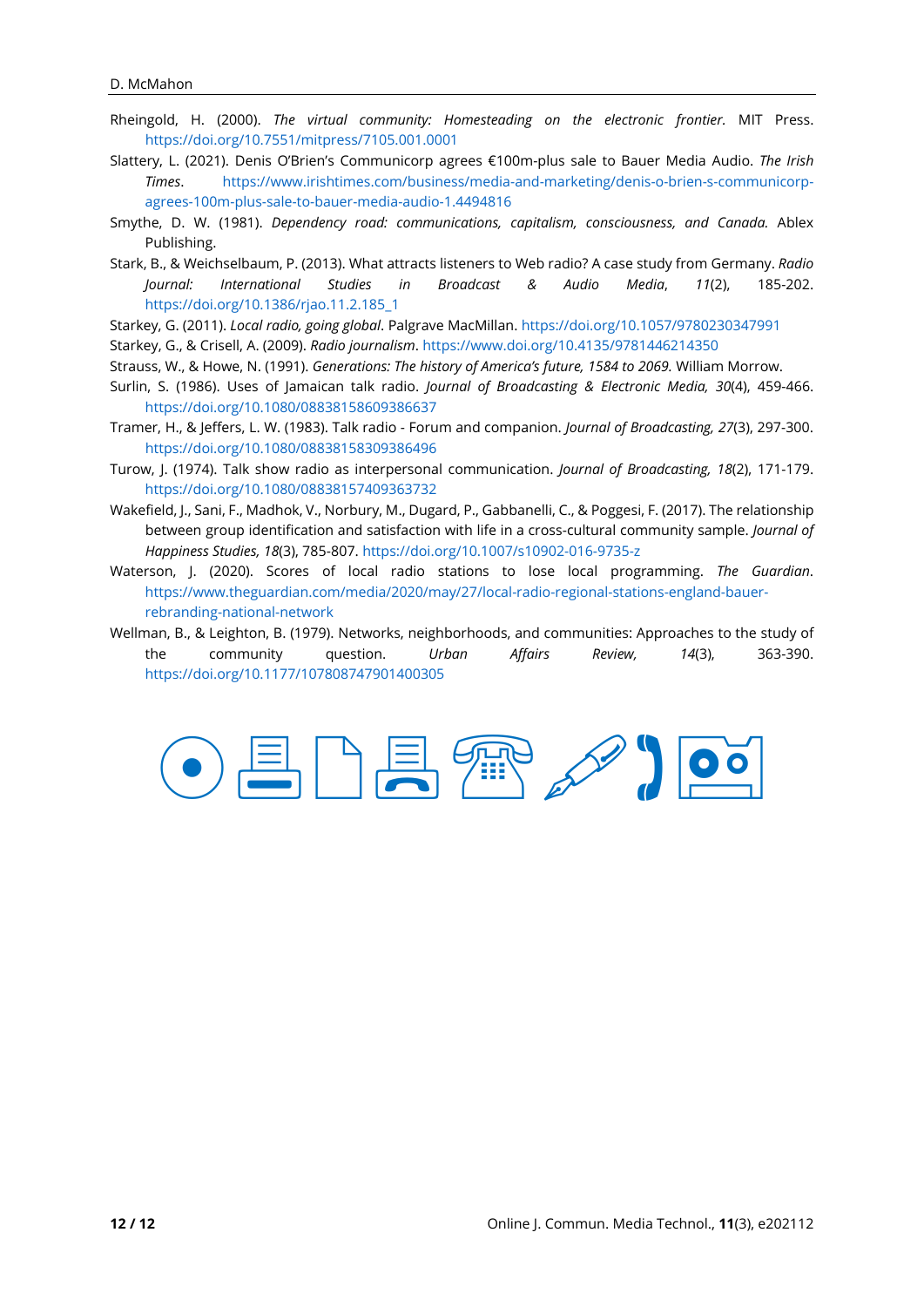Rheingold, H. (2000). *The virtual community: Homesteading on the electronic frontier.* MIT Press. https://doi.org/10.7551/mitpress/7105.001.0001

Slattery, L. (2021). Denis O'Brien's Communicorp agrees €100m-plus sale to Bauer Media Audio. *The Irish Times*. https://www.irishtimes.com/business/media-and-marketing/denis-o-brien-s-communicorp-agrees-100m-plus-sale-to-bauer-media-audio-1.4494816

Smythe, D. W. (1981). *Dependency road: communications, capitalism, consciousness, and Canada.* Ablex Publishing.

Stark, B., & Weichselbaum, P. (2013). What attracts listeners to Web radio? A case study from Germany. *Radio Journal: International Studies in Broadcast & Audio Media*, *11*(2), 185-202. https://doi.org/10.1386/rjao.11.2.185_1

Starkey, G. (2011). *Local radio, going global*. Palgrave MacMillan. https://doi.org/10.1057/9780230347991

Starkey, G., & Crisell, A. (2009). *Radio journalism*. https://www.doi.org/10.4135/9781446214350

Strauss, W., & Howe, N. (1991). *Generations: The history of America's future, 1584 to 2069.* William Morrow.

Surlin, S. (1986). Uses of Jamaican talk radio. *Journal of Broadcasting & Electronic Media, 30*(4), 459-466. https://doi.org/10.1080/08838158609386637

Tramer, H., & Jeffers, L. W. (1983). Talk radio - Forum and companion. *Journal of Broadcasting, 27*(3), 297-300. https://doi.org/10.1080/08838158309386496

Turow, J. (1974). Talk show radio as interpersonal communication. *Journal of Broadcasting, 18*(2), 171-179. https://doi.org/10.1080/08838157409363732

Wakefield, J., Sani, F., Madhok, V., Norbury, M., Dugard, P., Gabbanelli, C., & Poggesi, F. (2017). The relationship between group identification and satisfaction with life in a cross-cultural community sample. *Journal of Happiness Studies, 18*(3), 785-807. https://doi.org/10.1007/s10902-016-9735-z

Waterson, J. (2020). Scores of local radio stations to lose local programming. *The Guardian*. https://www.theguardian.com/media/2020/may/27/local-radio-regional-stations-england-bauer-rebranding-national-network

Wellman, B., & Leighton, B. (1979). Networks, neighborhoods, and communities: Approaches to the study of the community question. *Urban Affairs Review, 14*(3), 363-390. https://doi.org/10.1177/107808747901400305